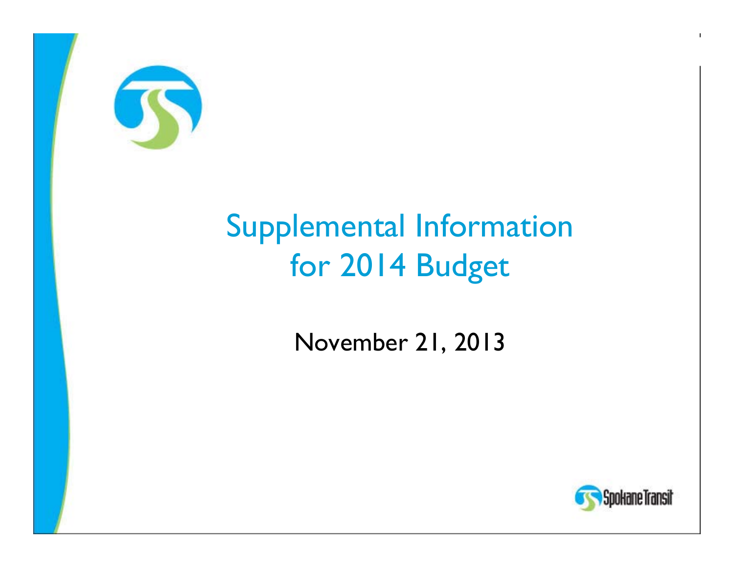# Supplemental Information for 2014 Budget

November 21, 2013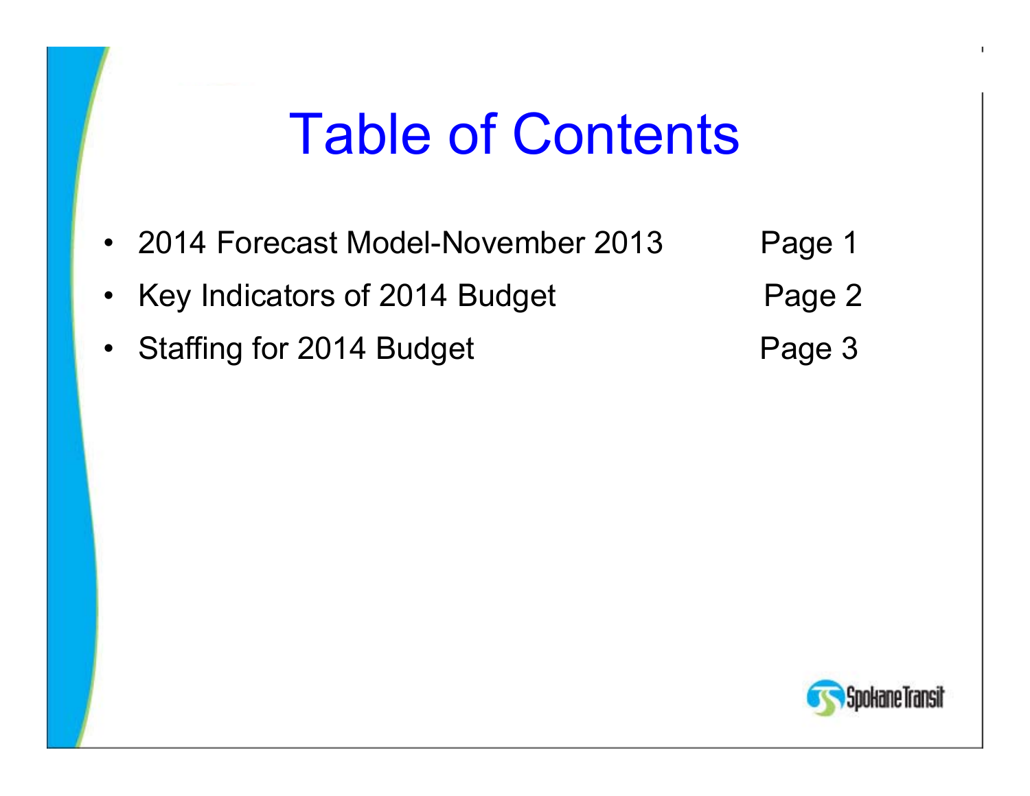# Table of Contents

- 2014 Forecast Model-November 2013 — Page 1
- Key Indicators of 2014 Budget — Page 2
- Staffing for 2014 Budget — Page 3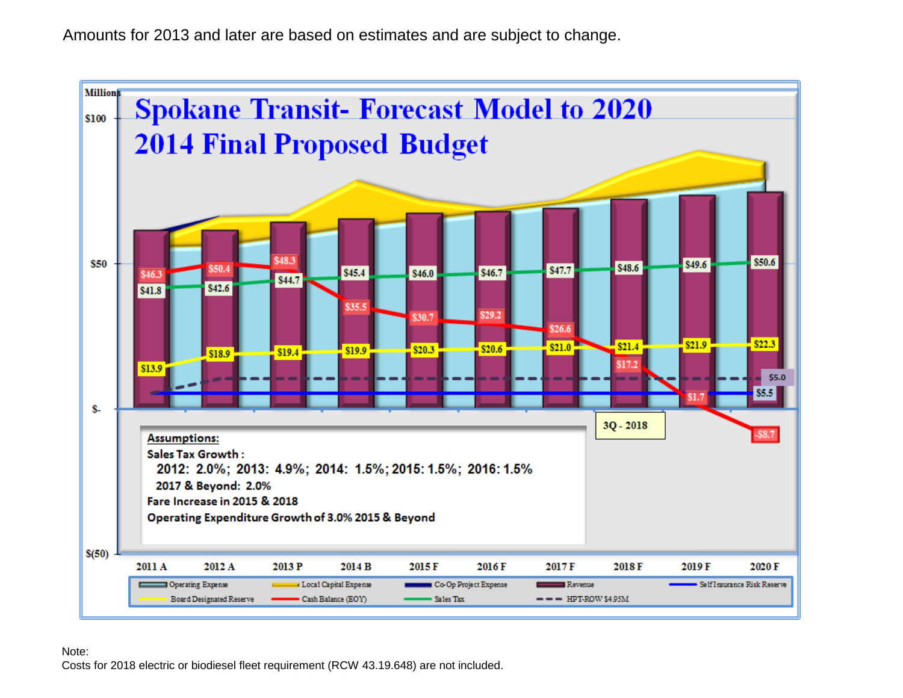Amounts for 2013 and later are based on estimates and are subject to change.

# Spokane Transit- Forecast Model to 2020
## 2014 Final Proposed Budget

Millions

| | 2011 A | 2012 A | 2013 P | 2014 B | 2015 F | 2016 F | 2017 F | 2018 F | 2019 F | 2020 F |
|---|---|---|---|---|---|---|---|---|---|---|
| Cash Balance (EOY) | $46.3 | $50.4 | $48.3 | $35.5 | $30.7 | $29.2 | $26.6 | $17.2 | $1.7 | -$8.7 |
| Sales Tax | $41.8 | $42.6 | $44.7 | $45.4 | $46.0 | $46.7 | $47.7 | $48.6 | $49.6 | $50.6 |
| Board Designated Reserve | $13.9 | $18.9 | $19.4 | $19.9 | $20.3 | $20.6 | $21.0 | $21.4 | $21.9 | $22.3 |

HPT-ROW: $5.0
Self Insurance Risk Reserve: $5.5
3Q - 2018

**Assumptions:**
**Sales Tax Growth :**
**2012: 2.0%; 2013: 4.9%; 2014: 1.5%; 2015: 1.5%; 2016: 1.5%**
**2017 & Beyond: 2.0%**
**Fare Increase in 2015 & 2018**
**Operating Expenditure Growth of 3.0% 2015 & Beyond**

Legend: Operating Expense, Local Capital Expense, Co-Op Project Expense, Revenue, Self Insurance Risk Reserve, Board Designated Reserve, Cash Balance (EOY), Sales Tax, HPT-ROW $4.95M

Note:
Costs for 2018 electric or biodiesel fleet requirement (RCW 43.19.648) are not included.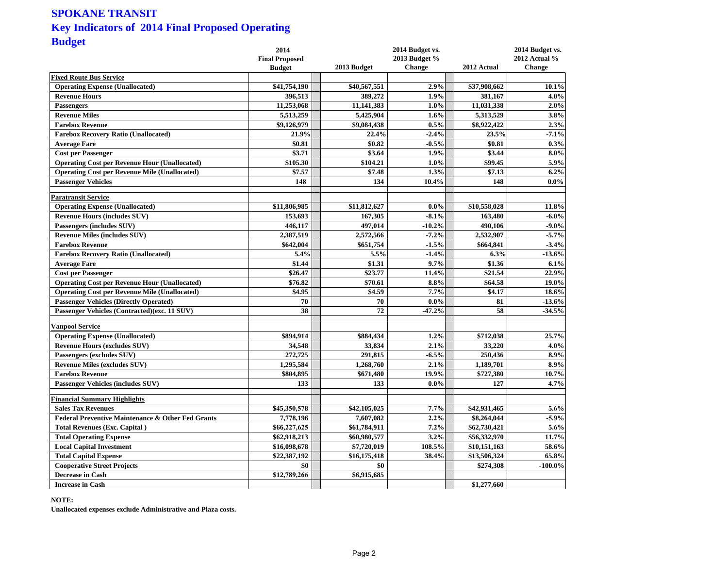# SPOKANE TRANSIT

## Key Indicators of 2014 Final Proposed Operating Budget

| | 2014 Final Proposed Budget | 2013 Budget | 2014 Budget vs. 2013 Budget % Change | 2012 Actual | 2014 Budget vs. 2012 Actual % Change |
|---|---|---|---|---|---|
| **Fixed Route Bus Service** | | | | | |
| Operating Expense (Unallocated) | $41,754,190 | $40,567,551 | 2.9% | $37,908,662 | 10.1% |
| Revenue Hours | 396,513 | 389,272 | 1.9% | 381,167 | 4.0% |
| Passengers | 11,253,068 | 11,141,383 | 1.0% | 11,031,338 | 2.0% |
| Revenue Miles | 5,513,259 | 5,425,904 | 1.6% | 5,313,529 | 3.8% |
| Farebox Revenue | $9,126,979 | $9,084,438 | 0.5% | $8,922,422 | 2.3% |
| Farebox Recovery Ratio (Unallocated) | 21.9% | 22.4% | -2.4% | 23.5% | -7.1% |
| Average Fare | $0.81 | $0.82 | -0.5% | $0.81 | 0.3% |
| Cost per Passenger | $3.71 | $3.64 | 1.9% | $3.44 | 8.0% |
| Operating Cost per Revenue Hour (Unallocated) | $105.30 | $104.21 | 1.0% | $99.45 | 5.9% |
| Operating Cost per Revenue Mile (Unallocated) | $7.57 | $7.48 | 1.3% | $7.13 | 6.2% |
| Passenger Vehicles | 148 | 134 | 10.4% | 148 | 0.0% |
| **Paratransit Service** | | | | | |
| Operating Expense (Unallocated) | $11,806,985 | $11,812,627 | 0.0% | $10,558,028 | 11.8% |
| Revenue Hours (includes SUV) | 153,693 | 167,305 | -8.1% | 163,480 | -6.0% |
| Passengers (includes SUV) | 446,117 | 497,014 | -10.2% | 490,106 | -9.0% |
| Revenue Miles (includes SUV) | 2,387,519 | 2,572,566 | -7.2% | 2,532,907 | -5.7% |
| Farebox Revenue | $642,004 | $651,754 | -1.5% | $664,841 | -3.4% |
| Farebox Recovery Ratio (Unallocated) | 5.4% | 5.5% | -1.4% | 6.3% | -13.6% |
| Average Fare | $1.44 | $1.31 | 9.7% | $1.36 | 6.1% |
| Cost per Passenger | $26.47 | $23.77 | 11.4% | $21.54 | 22.9% |
| Operating Cost per Revenue Hour (Unallocated) | $76.82 | $70.61 | 8.8% | $64.58 | 19.0% |
| Operating Cost per Revenue Mile (Unallocated) | $4.95 | $4.59 | 7.7% | $4.17 | 18.6% |
| Passenger Vehicles (Directly Operated) | 70 | 70 | 0.0% | 81 | -13.6% |
| Passenger Vehicles (Contracted)(exc. 11 SUV) | 38 | 72 | -47.2% | 58 | -34.5% |
| **Vanpool Service** | | | | | |
| Operating Expense (Unallocated) | $894,914 | $884,434 | 1.2% | $712,038 | 25.7% |
| Revenue Hours (excludes SUV) | 34,548 | 33,834 | 2.1% | 33,220 | 4.0% |
| Passengers (excludes SUV) | 272,725 | 291,815 | -6.5% | 250,436 | 8.9% |
| Revenue Miles (excludes SUV) | 1,295,584 | 1,268,760 | 2.1% | 1,189,701 | 8.9% |
| Farebox Revenue | $804,895 | $671,480 | 19.9% | $727,380 | 10.7% |
| Passenger Vehicles (includes SUV) | 133 | 133 | 0.0% | 127 | 4.7% |
| **Financial Summary Highlights** | | | | | |
| Sales Tax Revenues | $45,350,578 | $42,105,025 | 7.7% | $42,931,465 | 5.6% |
| Federal Preventive Maintenance & Other Fed Grants | 7,778,196 | 7,607,082 | 2.2% | $8,264,044 | -5.9% |
| Total Revenues (Exc. Capital ) | $66,227,625 | $61,784,911 | 7.2% | $62,730,421 | 5.6% |
| Total Operating Expense | $62,918,213 | $60,980,577 | 3.2% | $56,332,970 | 11.7% |
| Local Capital Investment | $16,098,678 | $7,720,019 | 108.5% | $10,151,163 | 58.6% |
| Total Capital Expense | $22,387,192 | $16,175,418 | 38.4% | $13,506,324 | 65.8% |
| Cooperative Street Projects | $0 | $0 | | $274,308 | -100.0% |
| Decrease in Cash | $12,789,266 | $6,915,685 | | | |
| Increase in Cash | | | | $1,277,660 | |

**NOTE:**

**Unallocated expenses exclude Administrative and Plaza costs.**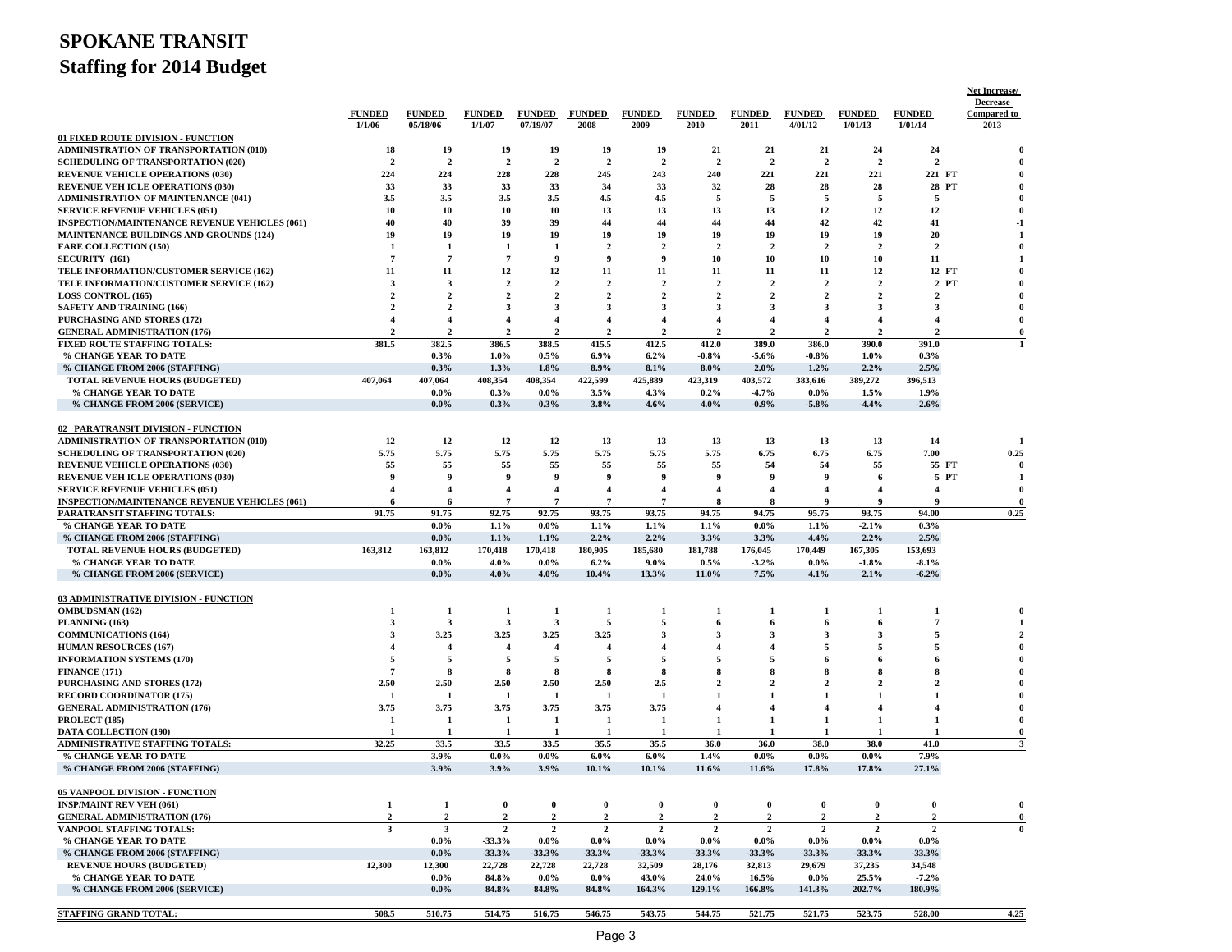# SPOKANE TRANSIT
## Staffing for 2014 Budget

| | FUNDED 1/1/06 | FUNDED 05/18/06 | FUNDED 1/1/07 | FUNDED 07/19/07 | FUNDED 2008 | FUNDED 2009 | FUNDED 2010 | FUNDED 2011 | FUNDED 4/01/12 | FUNDED 1/01/13 | FUNDED 1/01/14 | | Net Increase/ Decrease Compared to 2013 |
|---|---|---|---|---|---|---|---|---|---|---|---|---|---|
| **01 FIXED ROUTE DIVISION - FUNCTION** | | | | | | | | | | | | | |
| ADMINISTRATION OF TRANSPORTATION (010) | 18 | 19 | 19 | 19 | 19 | 19 | 21 | 21 | 21 | 24 | 24 | | 0 |
| SCHEDULING OF TRANSPORTATION (020) | 2 | 2 | 2 | 2 | 2 | 2 | 2 | 2 | 2 | 2 | 2 | | 0 |
| REVENUE VEHICLE OPERATIONS (030) | 224 | 224 | 228 | 228 | 245 | 243 | 240 | 221 | 221 | 221 | 221 | FT | 0 |
| REVENUE VEH ICLE OPERATIONS (030) | 33 | 33 | 33 | 33 | 34 | 33 | 32 | 28 | 28 | 28 | 28 | PT | 0 |
| ADMINISTRATION OF MAINTENANCE (041) | 3.5 | 3.5 | 3.5 | 3.5 | 4.5 | 4.5 | 5 | 5 | 5 | 5 | 5 | | 0 |
| SERVICE REVENUE VEHICLES (051) | 10 | 10 | 10 | 10 | 13 | 13 | 13 | 13 | 12 | 12 | 12 | | 0 |
| INSPECTION/MAINTENANCE REVENUE VEHICLES (061) | 40 | 40 | 39 | 39 | 44 | 44 | 44 | 44 | 42 | 42 | 41 | | -1 |
| MAINTENANCE BUILDINGS AND GROUNDS (124) | 19 | 19 | 19 | 19 | 19 | 19 | 19 | 19 | 19 | 19 | 20 | | 1 |
| FARE COLLECTION (150) | 1 | 1 | 1 | 1 | 2 | 2 | 2 | 2 | 2 | 2 | 2 | | 0 |
| SECURITY (161) | 7 | 7 | 7 | 9 | 9 | 9 | 10 | 10 | 10 | 10 | 11 | | 1 |
| TELE INFORMATION/CUSTOMER SERVICE (162) | 11 | 11 | 12 | 12 | 11 | 11 | 11 | 11 | 11 | 12 | 12 | FT | 0 |
| TELE INFORMATION/CUSTOMER SERVICE (162) | 3 | 3 | 2 | 2 | 2 | 2 | 2 | 2 | 2 | 2 | 2 | PT | 0 |
| LOSS CONTROL (165) | 2 | 2 | 2 | 2 | 2 | 2 | 2 | 2 | 2 | 2 | 2 | | 0 |
| SAFETY AND TRAINING (166) | 2 | 2 | 3 | 3 | 3 | 3 | 3 | 3 | 3 | 3 | 3 | | 0 |
| PURCHASING AND STORES (172) | 4 | 4 | 4 | 4 | 4 | 4 | 4 | 4 | 4 | 4 | 4 | | 0 |
| GENERAL ADMINISTRATION (176) | 2 | 2 | 2 | 2 | 2 | 2 | 2 | 2 | 2 | 2 | 2 | | 0 |
| **FIXED ROUTE STAFFING TOTALS:** | 381.5 | 382.5 | 386.5 | 388.5 | 415.5 | 412.5 | 412.0 | 389.0 | 386.0 | 390.0 | 391.0 | | 1 |
| % CHANGE YEAR TO DATE | | 0.3% | 1.0% | 0.5% | 6.9% | 6.2% | -0.8% | -5.6% | -0.8% | 1.0% | 0.3% | | |
| % CHANGE FROM 2006 (STAFFING) | | 0.3% | 1.3% | 1.8% | 8.9% | 8.1% | 8.0% | 2.0% | 1.2% | 2.2% | 2.5% | | |
| TOTAL REVENUE HOURS (BUDGETED) | 407,064 | 407,064 | 408,354 | 408,354 | 422,599 | 425,889 | 423,319 | 403,572 | 383,616 | 389,272 | 396,513 | | |
| % CHANGE YEAR TO DATE | | 0.0% | 0.3% | 0.0% | 3.5% | 4.3% | 0.2% | -4.7% | 0.0% | 1.5% | 1.9% | | |
| % CHANGE FROM 2006 (SERVICE) | | 0.0% | 0.3% | 0.3% | 3.8% | 4.6% | 4.0% | -0.9% | -5.8% | -4.4% | -2.6% | | |
| **02 PARATRANSIT DIVISION - FUNCTION** | | | | | | | | | | | | | |
| ADMINISTRATION OF TRANSPORTATION (010) | 12 | 12 | 12 | 12 | 13 | 13 | 13 | 13 | 13 | 13 | 14 | | 1 |
| SCHEDULING OF TRANSPORTATION (020) | 5.75 | 5.75 | 5.75 | 5.75 | 5.75 | 5.75 | 5.75 | 6.75 | 6.75 | 6.75 | 7.00 | | 0.25 |
| REVENUE VEHICLE OPERATIONS (030) | 55 | 55 | 55 | 55 | 55 | 55 | 55 | 54 | 54 | 55 | 55 | FT | 0 |
| REVENUE VEH ICLE OPERATIONS (030) | 9 | 9 | 9 | 9 | 9 | 9 | 9 | 9 | 9 | 6 | 5 | PT | -1 |
| SERVICE REVENUE VEHICLES (051) | 4 | 4 | 4 | 4 | 4 | 4 | 4 | 4 | 4 | 4 | 4 | | 0 |
| INSPECTION/MAINTENANCE REVENUE VEHICLES (061) | 6 | 6 | 7 | 7 | 7 | 7 | 8 | 8 | 9 | 9 | 9 | | 0 |
| **PARATRANSIT STAFFING TOTALS:** | 91.75 | 91.75 | 92.75 | 92.75 | 93.75 | 93.75 | 94.75 | 94.75 | 95.75 | 93.75 | 94.00 | | 0.25 |
| % CHANGE YEAR TO DATE | | 0.0% | 1.1% | 0.0% | 1.1% | 1.1% | 1.1% | 0.0% | 1.1% | -2.1% | 0.3% | | |
| % CHANGE FROM 2006 (STAFFING) | | 0.0% | 1.1% | 1.1% | 2.2% | 2.2% | 3.3% | 3.3% | 4.4% | 2.2% | 2.5% | | |
| TOTAL REVENUE HOURS (BUDGETED) | 163,812 | 163,812 | 170,418 | 170,418 | 180,905 | 185,680 | 181,788 | 176,045 | 170,449 | 167,305 | 153,693 | | |
| % CHANGE YEAR TO DATE | | 0.0% | 4.0% | 0.0% | 6.2% | 9.0% | 0.5% | -3.2% | 0.0% | -1.8% | -8.1% | | |
| % CHANGE FROM 2006 (SERVICE) | | 0.0% | 4.0% | 4.0% | 10.4% | 13.3% | 11.0% | 7.5% | 4.1% | 2.1% | -6.2% | | |
| **03 ADMINISTRATIVE DIVISION - FUNCTION** | | | | | | | | | | | | | |
| OMBUDSMAN (162) | 1 | 1 | 1 | 1 | 1 | 1 | 1 | 1 | 1 | 1 | 1 | | 0 |
| PLANNING (163) | 3 | 3 | 3 | 3 | 5 | 5 | 6 | 6 | 6 | 6 | 7 | | 1 |
| COMMUNICATIONS (164) | 3 | 3.25 | 3.25 | 3.25 | 3.25 | 3 | 3 | 3 | 3 | 3 | 5 | | 2 |
| HUMAN RESOURCES (167) | 4 | 4 | 4 | 4 | 4 | 4 | 4 | 4 | 5 | 5 | 5 | | 0 |
| INFORMATION SYSTEMS (170) | 5 | 5 | 5 | 5 | 5 | 5 | 5 | 5 | 6 | 6 | 6 | | 0 |
| FINANCE (171) | 7 | 8 | 8 | 8 | 8 | 8 | 8 | 8 | 8 | 8 | 8 | | 0 |
| PURCHASING AND STORES (172) | 2.50 | 2.50 | 2.50 | 2.50 | 2.50 | 2.5 | 2 | 2 | 2 | 2 | 2 | | 0 |
| RECORD COORDINATOR (175) | 1 | 1 | 1 | 1 | 1 | 1 | 1 | 1 | 1 | 1 | 1 | | 0 |
| GENERAL ADMINISTRATION (176) | 3.75 | 3.75 | 3.75 | 3.75 | 3.75 | 3.75 | 4 | 4 | 4 | 4 | 4 | | 0 |
| PROLECT (185) | 1 | 1 | 1 | 1 | 1 | 1 | 1 | 1 | 1 | 1 | 1 | | 0 |
| DATA COLLECTION (190) | 1 | 1 | 1 | 1 | 1 | 1 | 1 | 1 | 1 | 1 | 1 | | 0 |
| **ADMINISTRATIVE STAFFING TOTALS:** | 32.25 | 33.5 | 33.5 | 33.5 | 35.5 | 35.5 | 36.0 | 36.0 | 38.0 | 38.0 | 41.0 | | 3 |
| % CHANGE YEAR TO DATE | | 3.9% | 0.0% | 0.0% | 6.0% | 6.0% | 1.4% | 0.0% | 0.0% | 0.0% | 7.9% | | |
| % CHANGE FROM 2006 (STAFFING) | | 3.9% | 3.9% | 3.9% | 10.1% | 10.1% | 11.6% | 11.6% | 17.8% | 17.8% | 27.1% | | |
| **05 VANPOOL DIVISION - FUNCTION** | | | | | | | | | | | | | |
| INSP/MAINT REV VEH (061) | 1 | 1 | 0 | 0 | 0 | 0 | 0 | 0 | 0 | 0 | 0 | | 0 |
| GENERAL ADMINISTRATION (176) | 2 | 2 | 2 | 2 | 2 | 2 | 2 | 2 | 2 | 2 | 2 | | 0 |
| **VANPOOL STAFFING TOTALS:** | 3 | 3 | 2 | 2 | 2 | 2 | 2 | 2 | 2 | 2 | 2 | | 0 |
| % CHANGE YEAR TO DATE | | 0.0% | -33.3% | 0.0% | 0.0% | 0.0% | 0.0% | 0.0% | 0.0% | 0.0% | 0.0% | | |
| % CHANGE FROM 2006 (STAFFING) | | 0.0% | -33.3% | -33.3% | -33.3% | -33.3% | -33.3% | -33.3% | -33.3% | -33.3% | -33.3% | | |
| REVENUE HOURS (BUDGETED) | 12,300 | 12,300 | 22,728 | 22,728 | 22,728 | 32,509 | 28,176 | 32,813 | 29,679 | 37,235 | 34,548 | | |
| % CHANGE YEAR TO DATE | | 0.0% | 84.8% | 0.0% | 0.0% | 43.0% | 24.0% | 16.5% | 0.0% | 25.5% | -7.2% | | |
| % CHANGE FROM 2006 (SERVICE) | | 0.0% | 84.8% | 84.8% | 84.8% | 164.3% | 129.1% | 166.8% | 141.3% | 202.7% | 180.9% | | |
| **STAFFING GRAND TOTAL:** | 508.5 | 510.75 | 514.75 | 516.75 | 546.75 | 543.75 | 544.75 | 521.75 | 521.75 | 523.75 | 528.00 | | 4.25 |